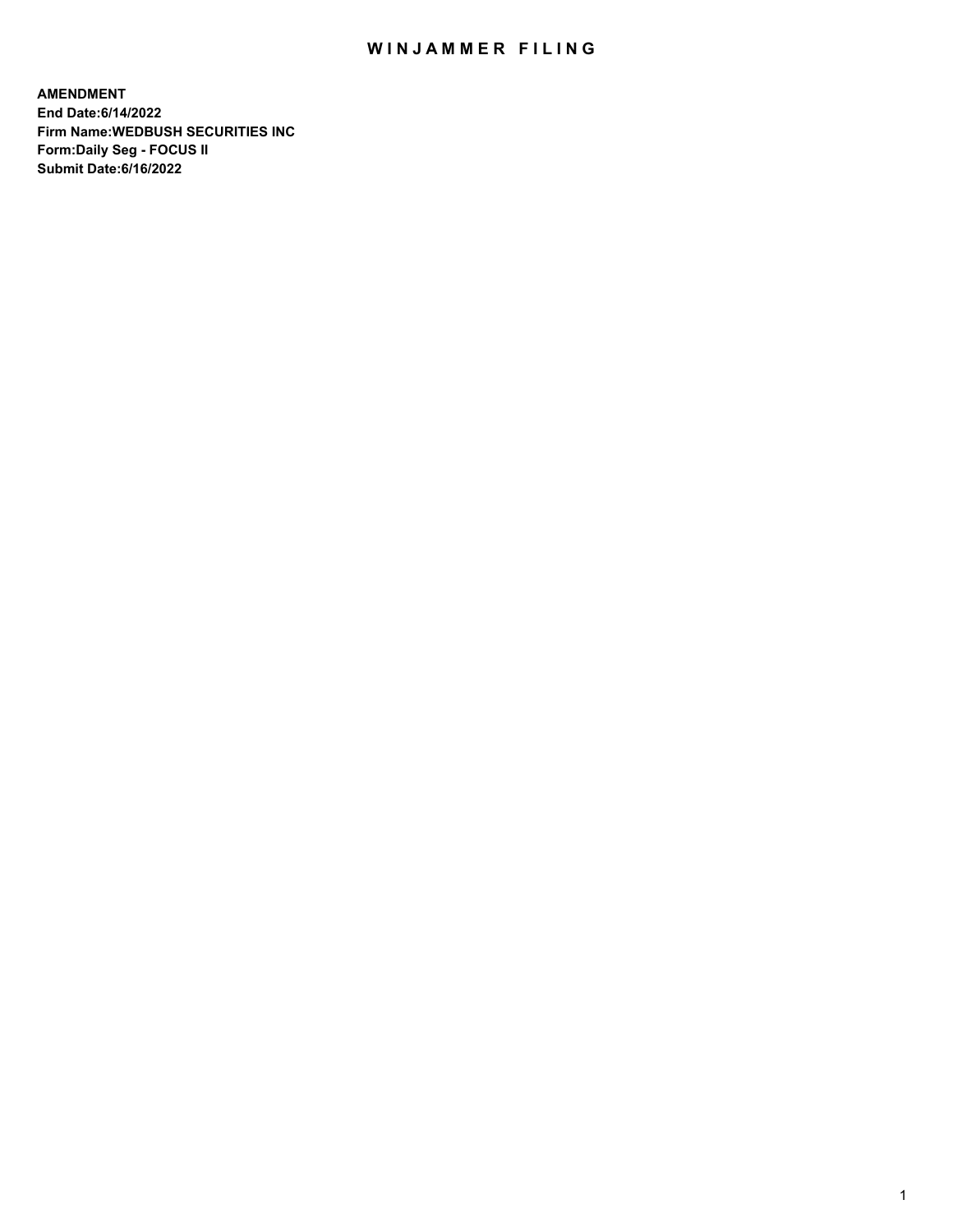# WINJAMMER FILING

**AMENDMENT**
**End Date:6/14/2022**
**Firm Name:WEDBUSH SECURITIES INC**
**Form:Daily Seg - FOCUS II**
**Submit Date:6/16/2022**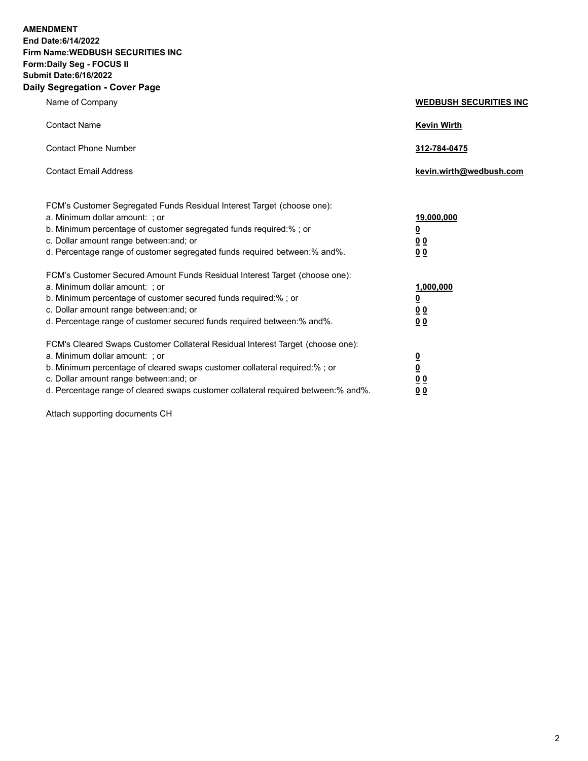**AMENDMENT**
**End Date:6/14/2022**
**Firm Name:WEDBUSH SECURITIES INC**
**Form:Daily Seg - FOCUS II**
**Submit Date:6/16/2022**

## Daily Segregation - Cover Page

| | |
|---|---|
| Name of Company | **WEDBUSH SECURITIES INC** |
| Contact Name | **Kevin Wirth** |
| Contact Phone Number | **312-784-0475** |
| Contact Email Address | **kevin.wirth@wedbush.com** |

| | |
|---|---|
| FCM's Customer Segregated Funds Residual Interest Target (choose one): | |
| a. Minimum dollar amount: ; or | **19,000,000** |
| b. Minimum percentage of customer segregated funds required:% ; or | **0** |
| c. Dollar amount range between:and; or | **0 0** |
| d. Percentage range of customer segregated funds required between:% and%. | **0 0** |

| | |
|---|---|
| FCM's Customer Secured Amount Funds Residual Interest Target (choose one): | |
| a. Minimum dollar amount: ; or | **1,000,000** |
| b. Minimum percentage of customer secured funds required:% ; or | **0** |
| c. Dollar amount range between:and; or | **0 0** |
| d. Percentage range of customer secured funds required between:% and%. | **0 0** |

| | |
|---|---|
| FCM's Cleared Swaps Customer Collateral Residual Interest Target (choose one): | |
| a. Minimum dollar amount: ; or | **0** |
| b. Minimum percentage of cleared swaps customer collateral required:% ; or | **0** |
| c. Dollar amount range between:and; or | **0 0** |
| d. Percentage range of cleared swaps customer collateral required between:% and%. | **0 0** |

Attach supporting documents CH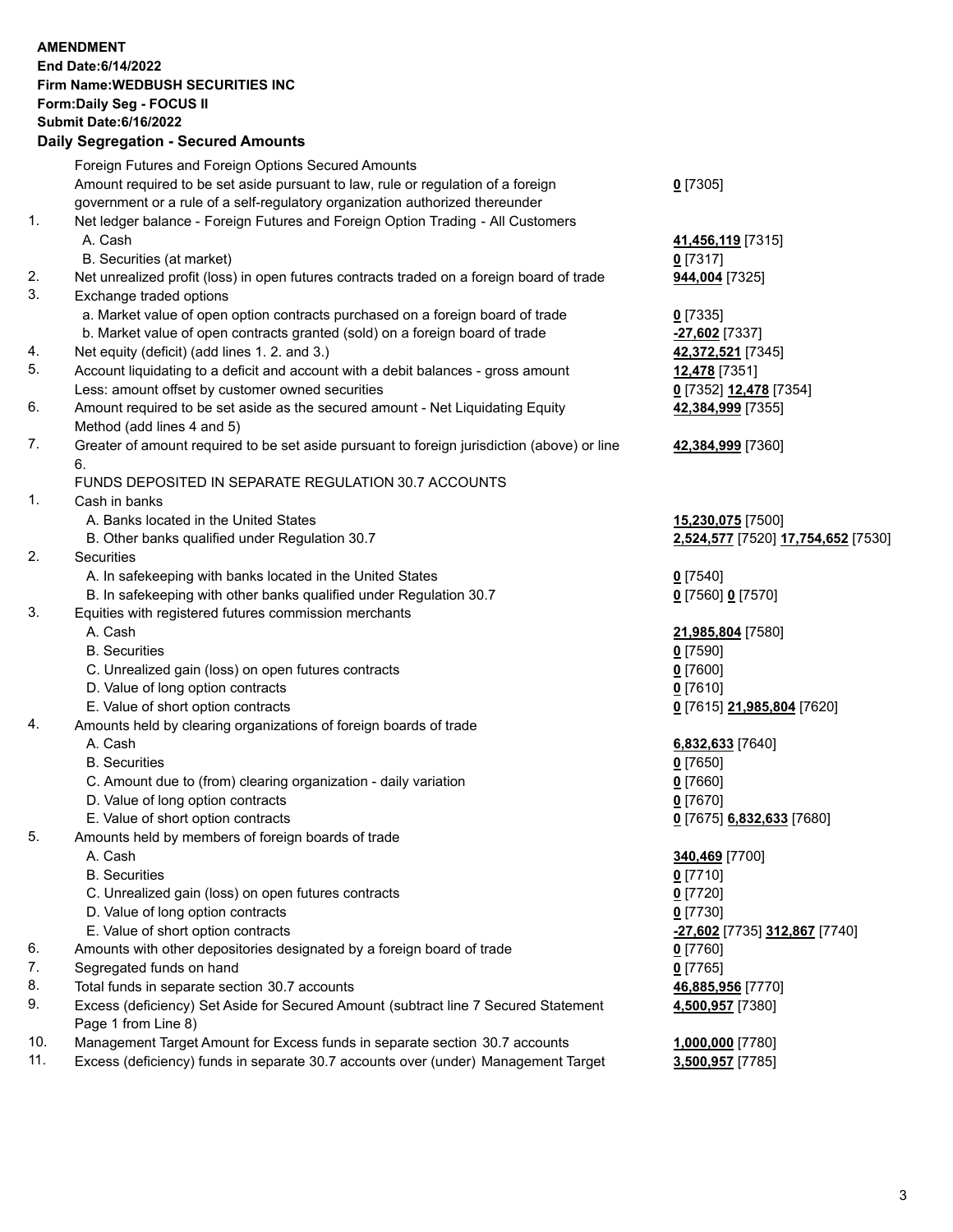**AMENDMENT**
**End Date:6/14/2022**
**Firm Name:WEDBUSH SECURITIES INC**
**Form:Daily Seg - FOCUS II**
**Submit Date:6/16/2022**

## Daily Segregation - Secured Amounts

| | | |
|---|---|---|
| | Foreign Futures and Foreign Options Secured Amounts | |
| | Amount required to be set aside pursuant to law, rule or regulation of a foreign government or a rule of a self-regulatory organization authorized thereunder | **0** [7305] |
| 1. | Net ledger balance - Foreign Futures and Foreign Option Trading - All Customers | |
| | A. Cash | **41,456,119** [7315] |
| | B. Securities (at market) | **0** [7317] |
| 2. | Net unrealized profit (loss) in open futures contracts traded on a foreign board of trade | **944,004** [7325] |
| 3. | Exchange traded options | |
| | a. Market value of open option contracts purchased on a foreign board of trade | **0** [7335] |
| | b. Market value of open contracts granted (sold) on a foreign board of trade | **-27,602** [7337] |
| 4. | Net equity (deficit) (add lines 1. 2. and 3.) | **42,372,521** [7345] |
| 5. | Account liquidating to a deficit and account with a debit balances - gross amount | **12,478** [7351] |
| | Less: amount offset by customer owned securities | **0** [7352] **12,478** [7354] |
| 6. | Amount required to be set aside as the secured amount - Net Liquidating Equity Method (add lines 4 and 5) | **42,384,999** [7355] |
| 7. | Greater of amount required to be set aside pursuant to foreign jurisdiction (above) or line 6. | **42,384,999** [7360] |
| | FUNDS DEPOSITED IN SEPARATE REGULATION 30.7 ACCOUNTS | |
| 1. | Cash in banks | |
| | A. Banks located in the United States | **15,230,075** [7500] |
| | B. Other banks qualified under Regulation 30.7 | **2,524,577** [7520] **17,754,652** [7530] |
| 2. | Securities | |
| | A. In safekeeping with banks located in the United States | **0** [7540] |
| | B. In safekeeping with other banks qualified under Regulation 30.7 | **0** [7560] **0** [7570] |
| 3. | Equities with registered futures commission merchants | |
| | A. Cash | **21,985,804** [7580] |
| | B. Securities | **0** [7590] |
| | C. Unrealized gain (loss) on open futures contracts | **0** [7600] |
| | D. Value of long option contracts | **0** [7610] |
| | E. Value of short option contracts | **0** [7615] **21,985,804** [7620] |
| 4. | Amounts held by clearing organizations of foreign boards of trade | |
| | A. Cash | **6,832,633** [7640] |
| | B. Securities | **0** [7650] |
| | C. Amount due to (from) clearing organization - daily variation | **0** [7660] |
| | D. Value of long option contracts | **0** [7670] |
| | E. Value of short option contracts | **0** [7675] **6,832,633** [7680] |
| 5. | Amounts held by members of foreign boards of trade | |
| | A. Cash | **340,469** [7700] |
| | B. Securities | **0** [7710] |
| | C. Unrealized gain (loss) on open futures contracts | **0** [7720] |
| | D. Value of long option contracts | **0** [7730] |
| | E. Value of short option contracts | **-27,602** [7735] **312,867** [7740] |
| 6. | Amounts with other depositories designated by a foreign board of trade | **0** [7760] |
| 7. | Segregated funds on hand | **0** [7765] |
| 8. | Total funds in separate section 30.7 accounts | **46,885,956** [7770] |
| 9. | Excess (deficiency) Set Aside for Secured Amount (subtract line 7 Secured Statement Page 1 from Line 8) | **4,500,957** [7380] |
| 10. | Management Target Amount for Excess funds in separate section 30.7 accounts | **1,000,000** [7780] |
| 11. | Excess (deficiency) funds in separate 30.7 accounts over (under) Management Target | **3,500,957** [7785] |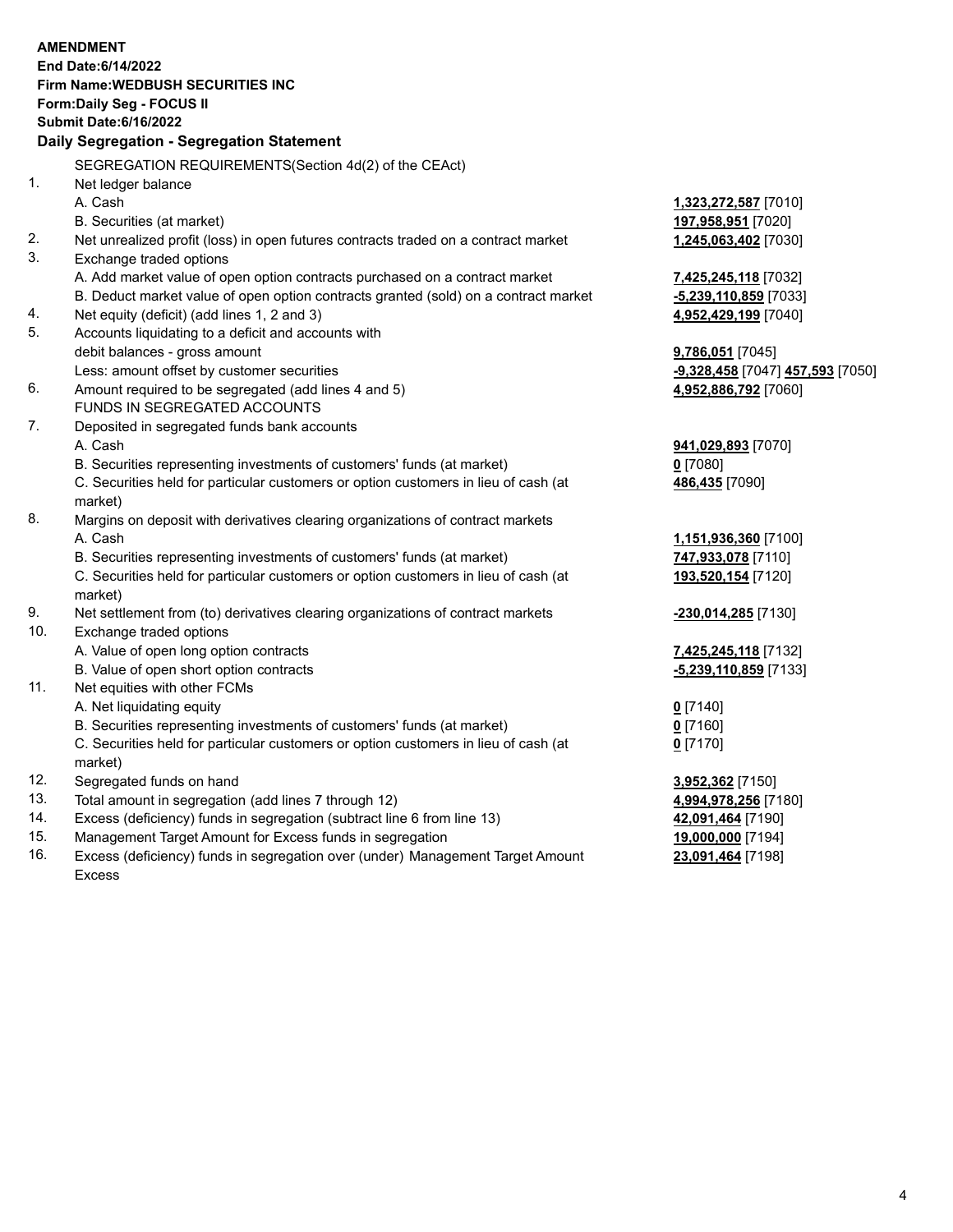**AMENDMENT**
**End Date:6/14/2022**
**Firm Name:WEDBUSH SECURITIES INC**
**Form:Daily Seg - FOCUS II**
**Submit Date:6/16/2022**

### Daily Segregation - Segregation Statement

SEGREGATION REQUIREMENTS(Section 4d(2) of the CEAct)

| | | |
|---|---|---|
| 1. | Net ledger balance | |
| | A. Cash | **1,323,272,587** [7010] |
| | B. Securities (at market) | **197,958,951** [7020] |
| 2. | Net unrealized profit (loss) in open futures contracts traded on a contract market | **1,245,063,402** [7030] |
| 3. | Exchange traded options | |
| | A. Add market value of open option contracts purchased on a contract market | **7,425,245,118** [7032] |
| | B. Deduct market value of open option contracts granted (sold) on a contract market | **-5,239,110,859** [7033] |
| 4. | Net equity (deficit) (add lines 1, 2 and 3) | **4,952,429,199** [7040] |
| 5. | Accounts liquidating to a deficit and accounts with debit balances - gross amount | **9,786,051** [7045] |
| | Less: amount offset by customer securities | **-9,328,458** [7047] **457,593** [7050] |
| 6. | Amount required to be segregated (add lines 4 and 5) | **4,952,886,792** [7060] |
| | FUNDS IN SEGREGATED ACCOUNTS | |
| 7. | Deposited in segregated funds bank accounts | |
| | A. Cash | **941,029,893** [7070] |
| | B. Securities representing investments of customers' funds (at market) | **0** [7080] |
| | C. Securities held for particular customers or option customers in lieu of cash (at market) | **486,435** [7090] |
| 8. | Margins on deposit with derivatives clearing organizations of contract markets | |
| | A. Cash | **1,151,936,360** [7100] |
| | B. Securities representing investments of customers' funds (at market) | **747,933,078** [7110] |
| | C. Securities held for particular customers or option customers in lieu of cash (at market) | **193,520,154** [7120] |
| 9. | Net settlement from (to) derivatives clearing organizations of contract markets | **-230,014,285** [7130] |
| 10. | Exchange traded options | |
| | A. Value of open long option contracts | **7,425,245,118** [7132] |
| | B. Value of open short option contracts | **-5,239,110,859** [7133] |
| 11. | Net equities with other FCMs | |
| | A. Net liquidating equity | **0** [7140] |
| | B. Securities representing investments of customers' funds (at market) | **0** [7160] |
| | C. Securities held for particular customers or option customers in lieu of cash (at market) | **0** [7170] |
| 12. | Segregated funds on hand | **3,952,362** [7150] |
| 13. | Total amount in segregation (add lines 7 through 12) | **4,994,978,256** [7180] |
| 14. | Excess (deficiency) funds in segregation (subtract line 6 from line 13) | **42,091,464** [7190] |
| 15. | Management Target Amount for Excess funds in segregation | **19,000,000** [7194] |
| 16. | Excess (deficiency) funds in segregation over (under) Management Target Amount Excess | **23,091,464** [7198] |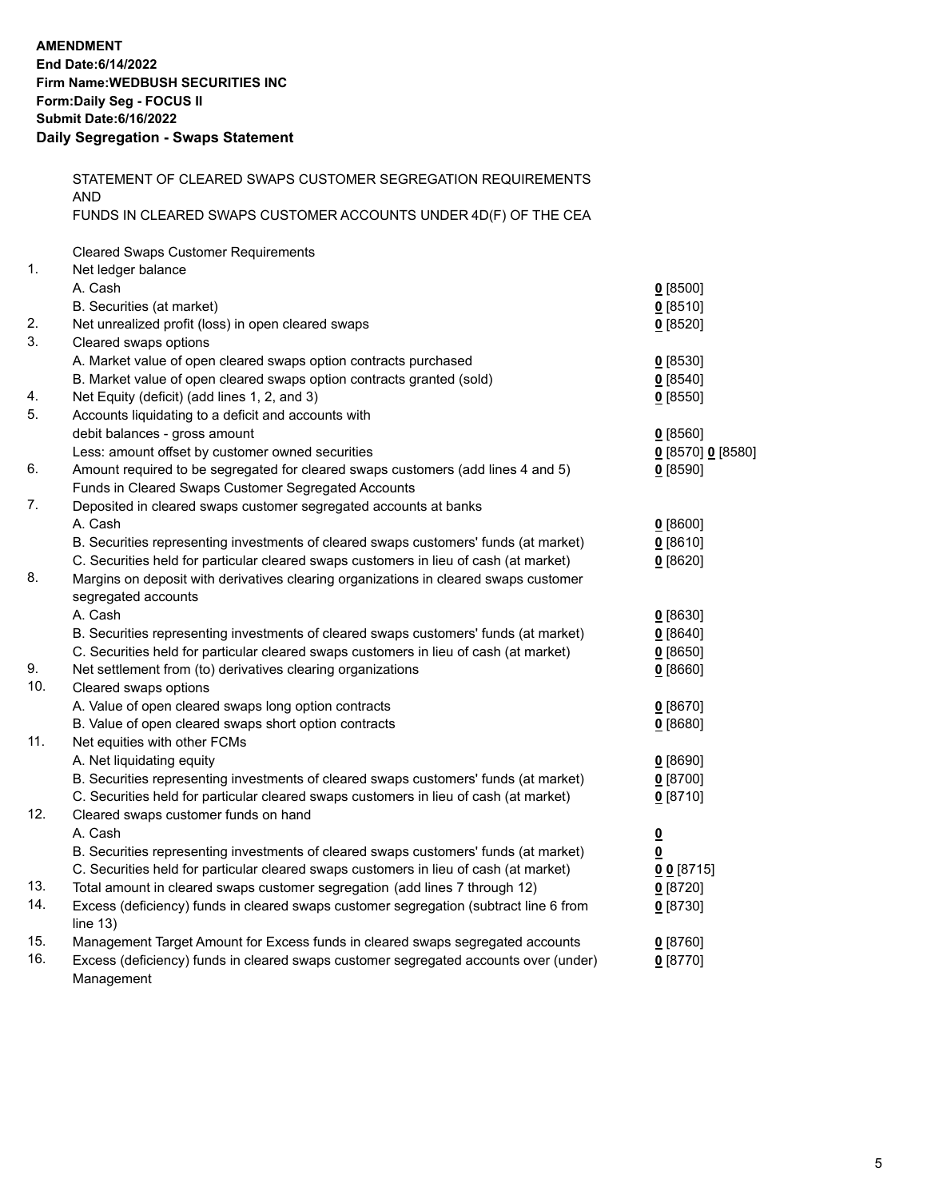**AMENDMENT**
**End Date:6/14/2022**
**Firm Name:WEDBUSH SECURITIES INC**
**Form:Daily Seg - FOCUS II**
**Submit Date:6/16/2022**
**Daily Segregation - Swaps Statement**

STATEMENT OF CLEARED SWAPS CUSTOMER SEGREGATION REQUIREMENTS AND FUNDS IN CLEARED SWAPS CUSTOMER ACCOUNTS UNDER 4D(F) OF THE CEA

| | | |
|---|---|---|
| | Cleared Swaps Customer Requirements | |
| 1. | Net ledger balance | |
| | A. Cash | 0 [8500] |
| | B. Securities (at market) | 0 [8510] |
| 2. | Net unrealized profit (loss) in open cleared swaps | 0 [8520] |
| 3. | Cleared swaps options | |
| | A. Market value of open cleared swaps option contracts purchased | 0 [8530] |
| | B. Market value of open cleared swaps option contracts granted (sold) | 0 [8540] |
| 4. | Net Equity (deficit) (add lines 1, 2, and 3) | 0 [8550] |
| 5. | Accounts liquidating to a deficit and accounts with | |
| | debit balances - gross amount | 0 [8560] |
| | Less: amount offset by customer owned securities | 0 [8570] 0 [8580] |
| 6. | Amount required to be segregated for cleared swaps customers (add lines 4 and 5) | 0 [8590] |
| | Funds in Cleared Swaps Customer Segregated Accounts | |
| 7. | Deposited in cleared swaps customer segregated accounts at banks | |
| | A. Cash | 0 [8600] |
| | B. Securities representing investments of cleared swaps customers' funds (at market) | 0 [8610] |
| | C. Securities held for particular cleared swaps customers in lieu of cash (at market) | 0 [8620] |
| 8. | Margins on deposit with derivatives clearing organizations in cleared swaps customer segregated accounts | |
| | A. Cash | 0 [8630] |
| | B. Securities representing investments of cleared swaps customers' funds (at market) | 0 [8640] |
| | C. Securities held for particular cleared swaps customers in lieu of cash (at market) | 0 [8650] |
| 9. | Net settlement from (to) derivatives clearing organizations | 0 [8660] |
| 10. | Cleared swaps options | |
| | A. Value of open cleared swaps long option contracts | 0 [8670] |
| | B. Value of open cleared swaps short option contracts | 0 [8680] |
| 11. | Net equities with other FCMs | |
| | A. Net liquidating equity | 0 [8690] |
| | B. Securities representing investments of cleared swaps customers' funds (at market) | 0 [8700] |
| | C. Securities held for particular cleared swaps customers in lieu of cash (at market) | 0 [8710] |
| 12. | Cleared swaps customer funds on hand | |
| | A. Cash | 0 |
| | B. Securities representing investments of cleared swaps customers' funds (at market) | 0 |
| | C. Securities held for particular cleared swaps customers in lieu of cash (at market) | 0 0 [8715] |
| 13. | Total amount in cleared swaps customer segregation (add lines 7 through 12) | 0 [8720] |
| 14. | Excess (deficiency) funds in cleared swaps customer segregation (subtract line 6 from line 13) | 0 [8730] |
| 15. | Management Target Amount for Excess funds in cleared swaps segregated accounts | 0 [8760] |
| 16. | Excess (deficiency) funds in cleared swaps customer segregated accounts over (under) Management | 0 [8770] |